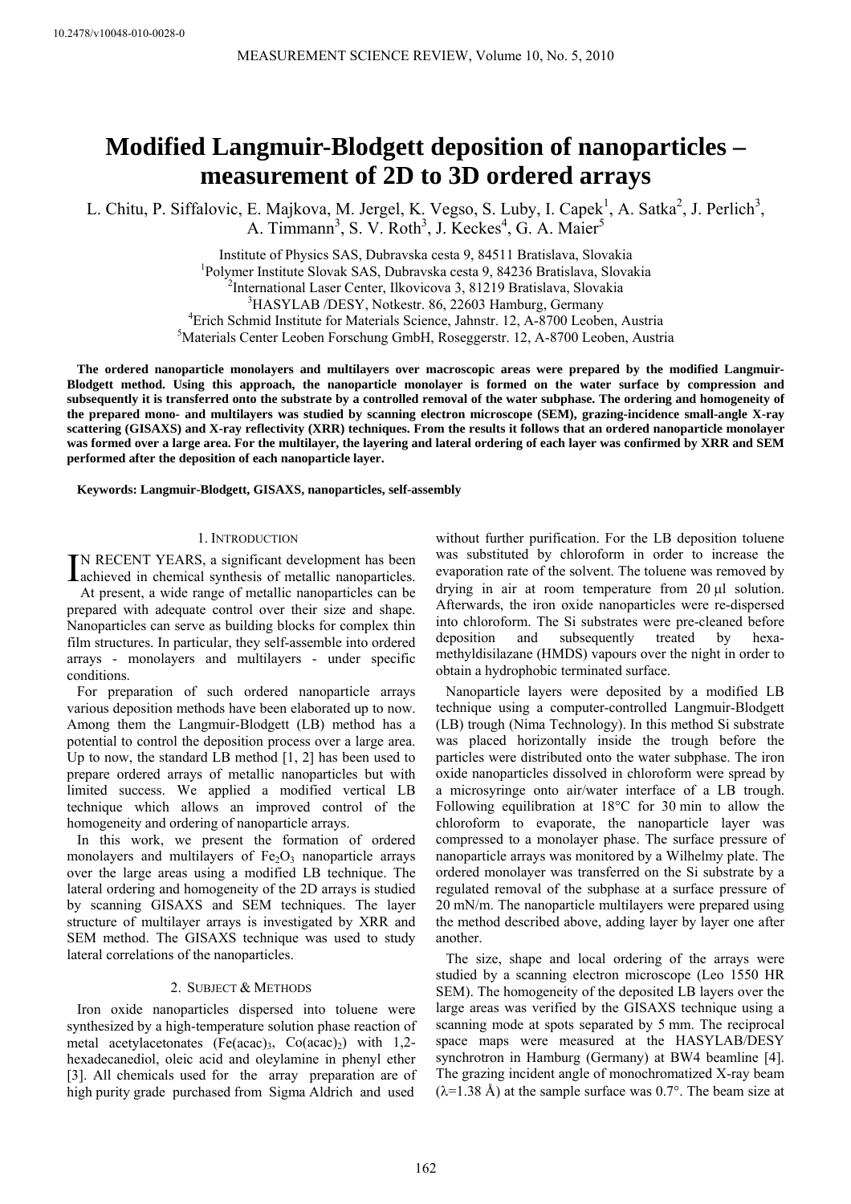10.2478/v10048-010-0028-0

# Modified Langmuir-Blodgett deposition of nanoparticles – measurement of 2D to 3D ordered arrays

L. Chitu, P. Siffalovic, E. Majkova, M. Jergel, K. Vegso, S. Luby, I. Capek[1], A. Satka[2], J. Perlich[3], A. Timmann[3], S. V. Roth[3], J. Keckes[4], G. A. Maier[5]

Institute of Physics SAS, Dubravska cesta 9, 84511 Bratislava, Slovakia
[1]Polymer Institute Slovak SAS, Dubravska cesta 9, 84236 Bratislava, Slovakia
[2]International Laser Center, Ilkovicova 3, 81219 Bratislava, Slovakia
[3]HASYLAB /DESY, Notkestr. 86, 22603 Hamburg, Germany
[4]Erich Schmid Institute for Materials Science, Jahnstr. 12, A-8700 Leoben, Austria
[5]Materials Center Leoben Forschung GmbH, Roseggerstr. 12, A-8700 Leoben, Austria

**The ordered nanoparticle monolayers and multilayers over macroscopic areas were prepared by the modified Langmuir-Blodgett method. Using this approach, the nanoparticle monolayer is formed on the water surface by compression and subsequently it is transferred onto the substrate by a controlled removal of the water subphase. The ordering and homogeneity of the prepared mono- and multilayers was studied by scanning electron microscope (SEM), grazing-incidence small-angle X-ray scattering (GISAXS) and X-ray reflectivity (XRR) techniques. From the results it follows that an ordered nanoparticle monolayer was formed over a large area. For the multilayer, the layering and lateral ordering of each layer was confirmed by XRR and SEM performed after the deposition of each nanoparticle layer.**

**Keywords: Langmuir-Blodgett, GISAXS, nanoparticles, self-assembly**

## 1. Introduction

IN RECENT YEARS, a significant development has been achieved in chemical synthesis of metallic nanoparticles. At present, a wide range of metallic nanoparticles can be prepared with adequate control over their size and shape. Nanoparticles can serve as building blocks for complex thin film structures. In particular, they self-assemble into ordered arrays - monolayers and multilayers - under specific conditions.

For preparation of such ordered nanoparticle arrays various deposition methods have been elaborated up to now. Among them the Langmuir-Blodgett (LB) method has a potential to control the deposition process over a large area. Up to now, the standard LB method [1, 2] has been used to prepare ordered arrays of metallic nanoparticles but with limited success. We applied a modified vertical LB technique which allows an improved control of the homogeneity and ordering of nanoparticle arrays.

In this work, we present the formation of ordered monolayers and multilayers of $Fe_2O_3$ nanoparticle arrays over the large areas using a modified LB technique. The lateral ordering and homogeneity of the 2D arrays is studied by scanning GISAXS and SEM techniques. The layer structure of multilayer arrays is investigated by XRR and SEM method. The GISAXS technique was used to study lateral correlations of the nanoparticles.

## 2. Subject & Methods

Iron oxide nanoparticles dispersed into toluene were synthesized by a high-temperature solution phase reaction of metal acetylacetonates ($Fe(acac)_3$, $Co(acac)_2$) with 1,2-hexadecanediol, oleic acid and oleylamine in phenyl ether [3]. All chemicals used for the array preparation are of high purity grade purchased from Sigma Aldrich and used without further purification. For the LB deposition toluene was substituted by chloroform in order to increase the evaporation rate of the solvent. The toluene was removed by drying in air at room temperature from 20 μl solution. Afterwards, the iron oxide nanoparticles were re-dispersed into chloroform. The Si substrates were pre-cleaned before deposition and subsequently treated by hexa-methyldisilazane (HMDS) vapours over the night in order to obtain a hydrophobic terminated surface.

Nanoparticle layers were deposited by a modified LB technique using a computer-controlled Langmuir-Blodgett (LB) trough (Nima Technology). In this method Si substrate was placed horizontally inside the trough before the particles were distributed onto the water subphase. The iron oxide nanoparticles dissolved in chloroform were spread by a microsyringe onto air/water interface of a LB trough. Following equilibration at 18°C for 30 min to allow the chloroform to evaporate, the nanoparticle layer was compressed to a monolayer phase. The surface pressure of nanoparticle arrays was monitored by a Wilhelmy plate. The ordered monolayer was transferred on the Si substrate by a regulated removal of the subphase at a surface pressure of 20 mN/m. The nanoparticle multilayers were prepared using the method described above, adding layer by layer one after another.

The size, shape and local ordering of the arrays were studied by a scanning electron microscope (Leo 1550 HR SEM). The homogeneity of the deposited LB layers over the large areas was verified by the GISAXS technique using a scanning mode at spots separated by 5 mm. The reciprocal space maps were measured at the HASYLAB/DESY synchrotron in Hamburg (Germany) at BW4 beamline [4]. The grazing incident angle of monochromatized X-ray beam ($\lambda$=1.38 Å) at the sample surface was 0.7°. The beam size at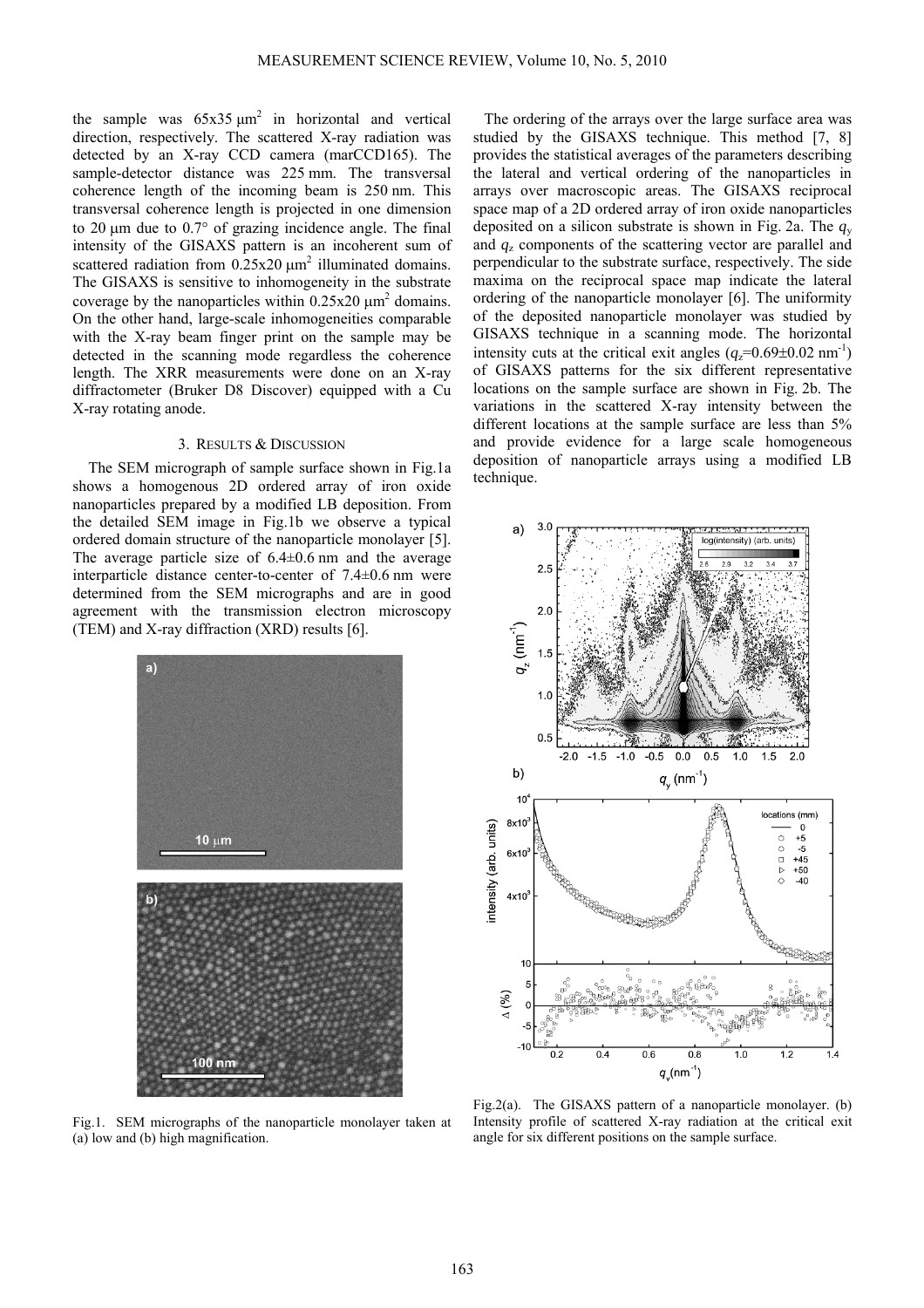the sample was 65x35 μm$^2$ in horizontal and vertical direction, respectively. The scattered X-ray radiation was detected by an X-ray CCD camera (marCCD165). The sample-detector distance was 225 mm. The transversal coherence length of the incoming beam is 250 nm. This transversal coherence length is projected in one dimension to 20 μm due to 0.7° of grazing incidence angle. The final intensity of the GISAXS pattern is an incoherent sum of scattered radiation from 0.25x20 μm$^2$ illuminated domains. The GISAXS is sensitive to inhomogeneity in the substrate coverage by the nanoparticles within 0.25x20 μm$^2$ domains. On the other hand, large-scale inhomogeneities comparable with the X-ray beam finger print on the sample may be detected in the scanning mode regardless the coherence length. The XRR measurements were done on an X-ray diffractometer (Bruker D8 Discover) equipped with a Cu X-ray rotating anode.

## 3. RESULTS & DISCUSSION

The SEM micrograph of sample surface shown in Fig.1a shows a homogenous 2D ordered array of iron oxide nanoparticles prepared by a modified LB deposition. From the detailed SEM image in Fig.1b we observe a typical ordered domain structure of the nanoparticle monolayer [5]. The average particle size of 6.4±0.6 nm and the average interparticle distance center-to-center of 7.4±0.6 nm were determined from the SEM micrographs and are in good agreement with the transmission electron microscopy (TEM) and X-ray diffraction (XRD) results [6].

Fig.1. SEM micrographs of the nanoparticle monolayer taken at (a) low and (b) high magnification.

The ordering of the arrays over the large surface area was studied by the GISAXS technique. This method [7, 8] provides the statistical averages of the parameters describing the lateral and vertical ordering of the nanoparticles in arrays over macroscopic areas. The GISAXS reciprocal space map of a 2D ordered array of iron oxide nanoparticles deposited on a silicon substrate is shown in Fig. 2a. The $q_y$ and $q_z$ components of the scattering vector are parallel and perpendicular to the substrate surface, respectively. The side maxima on the reciprocal space map indicate the lateral ordering of the nanoparticle monolayer [6]. The uniformity of the deposited nanoparticle monolayer was studied by GISAXS technique in a scanning mode. The horizontal intensity cuts at the critical exit angles ($q_z$=0.69±0.02 nm$^{-1}$) of GISAXS patterns for the six different representative locations on the sample surface are shown in Fig. 2b. The variations in the scattered X-ray intensity between the different locations at the sample surface are less than 5% and provide evidence for a large scale homogeneous deposition of nanoparticle arrays using a modified LB technique.

Fig.2(a). The GISAXS pattern of a nanoparticle monolayer. (b) Intensity profile of scattered X-ray radiation at the critical exit angle for six different positions on the sample surface.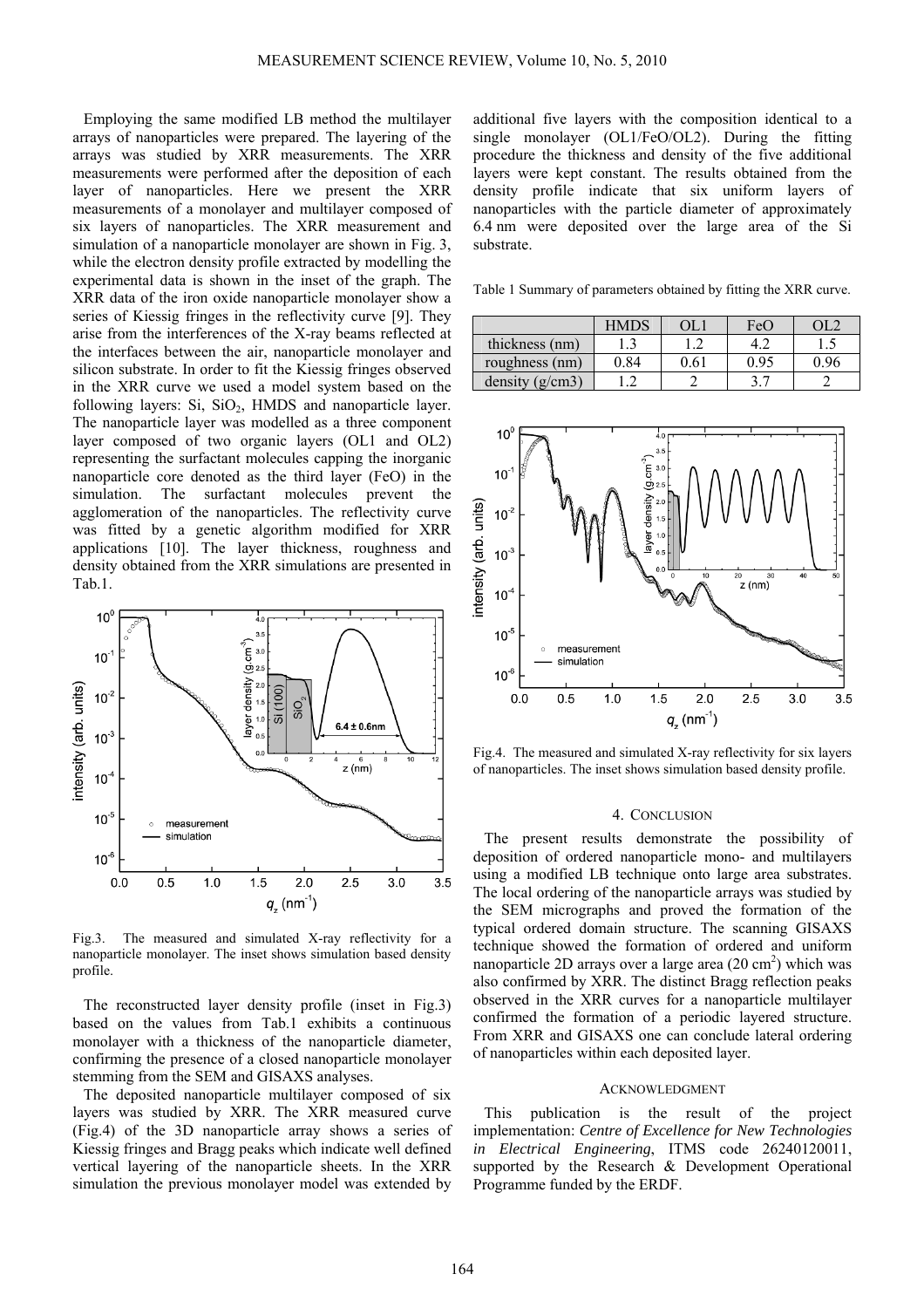Employing the same modified LB method the multilayer arrays of nanoparticles were prepared. The layering of the arrays was studied by XRR measurements. The XRR measurements were performed after the deposition of each layer of nanoparticles. Here we present the XRR measurements of a monolayer and multilayer composed of six layers of nanoparticles. The XRR measurement and simulation of a nanoparticle monolayer are shown in Fig. 3, while the electron density profile extracted by modelling the experimental data is shown in the inset of the graph. The XRR data of the iron oxide nanoparticle monolayer show a series of Kiessig fringes in the reflectivity curve [9]. They arise from the interferences of the X-ray beams reflected at the interfaces between the air, nanoparticle monolayer and silicon substrate. In order to fit the Kiessig fringes observed in the XRR curve we used a model system based on the following layers: Si, $SiO_2$, HMDS and nanoparticle layer. The nanoparticle layer was modelled as a three component layer composed of two organic layers (OL1 and OL2) representing the surfactant molecules capping the inorganic nanoparticle core denoted as the third layer (FeO) in the simulation. The surfactant molecules prevent the agglomeration of the nanoparticles. The reflectivity curve was fitted by a genetic algorithm modified for XRR applications [10]. The layer thickness, roughness and density obtained from the XRR simulations are presented in Tab.1.

Fig.3. The measured and simulated X-ray reflectivity for a nanoparticle monolayer. The inset shows simulation based density profile.

The reconstructed layer density profile (inset in Fig.3) based on the values from Tab.1 exhibits a continuous monolayer with a thickness of the nanoparticle diameter, confirming the presence of a closed nanoparticle monolayer stemming from the SEM and GISAXS analyses.

The deposited nanoparticle multilayer composed of six layers was studied by XRR. The XRR measured curve (Fig.4) of the 3D nanoparticle array shows a series of Kiessig fringes and Bragg peaks which indicate well defined vertical layering of the nanoparticle sheets. In the XRR simulation the previous monolayer model was extended by additional five layers with the composition identical to a single monolayer (OL1/FeO/OL2). During the fitting procedure the thickness and density of the five additional layers were kept constant. The results obtained from the density profile indicate that six uniform layers of nanoparticles with the particle diameter of approximately 6.4 nm were deposited over the large area of the Si substrate.

Table 1 Summary of parameters obtained by fitting the XRR curve.

| | HMDS | OL1 | FeO | OL2 |
|---|---|---|---|---|
| thickness (nm) | 1.3 | 1.2 | 4.2 | 1.5 |
| roughness (nm) | 0.84 | 0.61 | 0.95 | 0.96 |
| density (g/cm3) | 1.2 | 2 | 3.7 | 2 |

Fig.4. The measured and simulated X-ray reflectivity for six layers of nanoparticles. The inset shows simulation based density profile.

## 4. Conclusion

The present results demonstrate the possibility of deposition of ordered nanoparticle mono- and multilayers using a modified LB technique onto large area substrates. The local ordering of the nanoparticle arrays was studied by the SEM micrographs and proved the formation of the typical ordered domain structure. The scanning GISAXS technique showed the formation of ordered and uniform nanoparticle 2D arrays over a large area (20 $cm^2$) which was also confirmed by XRR. The distinct Bragg reflection peaks observed in the XRR curves for a nanoparticle multilayer confirmed the formation of a periodic layered structure. From XRR and GISAXS one can conclude lateral ordering of nanoparticles within each deposited layer.

## Acknowledgment

This publication is the result of the project implementation: *Centre of Excellence for New Technologies in Electrical Engineering*, ITMS code 26240120011, supported by the Research & Development Operational Programme funded by the ERDF.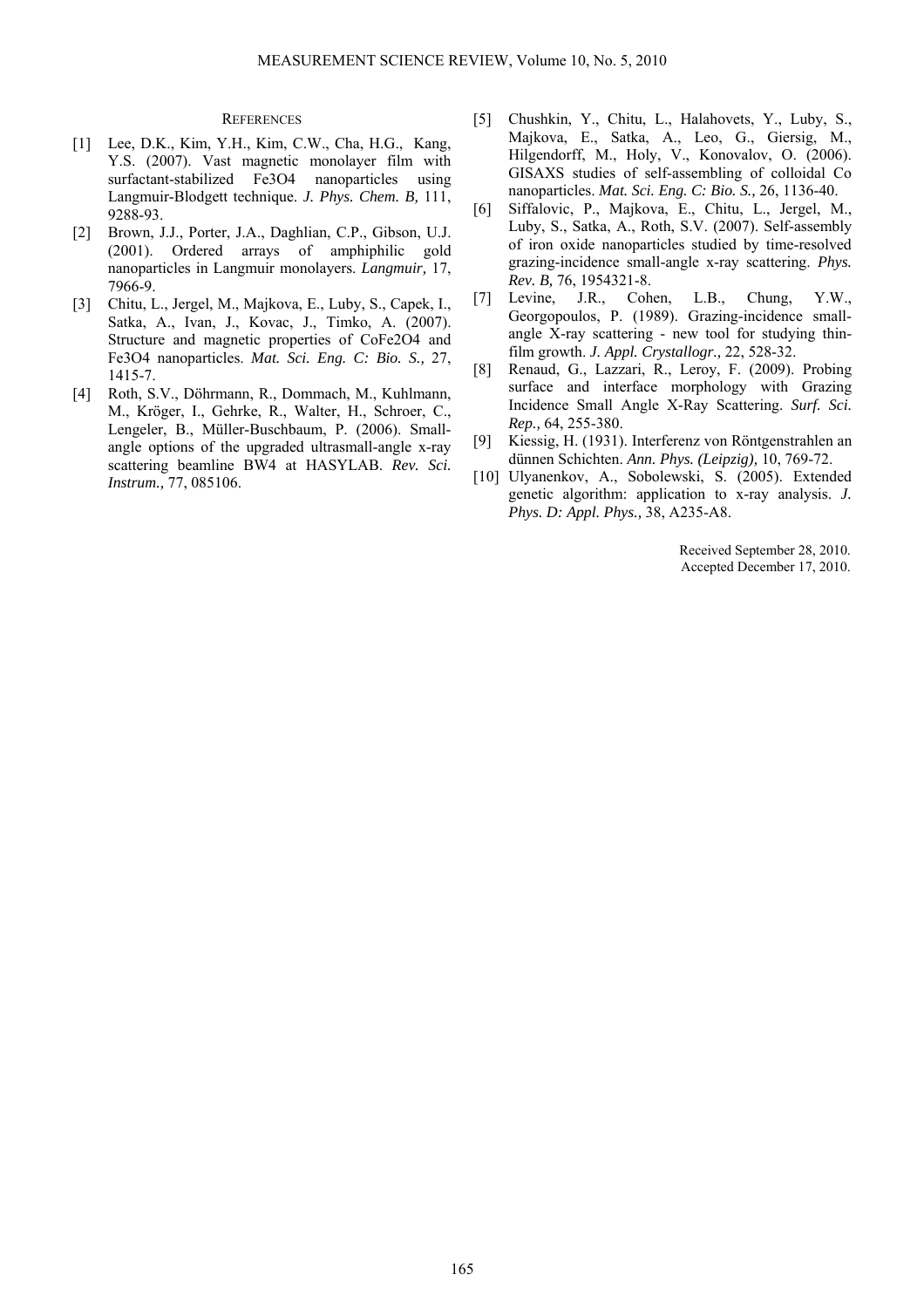## References

[1] Lee, D.K., Kim, Y.H., Kim, C.W., Cha, H.G., Kang, Y.S. (2007). Vast magnetic monolayer film with surfactant-stabilized Fe3O4 nanoparticles using Langmuir-Blodgett technique. *J. Phys. Chem. B,* 111, 9288-93.

[2] Brown, J.J., Porter, J.A., Daghlian, C.P., Gibson, U.J. (2001). Ordered arrays of amphiphilic gold nanoparticles in Langmuir monolayers. *Langmuir,* 17, 7966-9.

[3] Chitu, L., Jergel, M., Majkova, E., Luby, S., Capek, I., Satka, A., Ivan, J., Kovac, J., Timko, A. (2007). Structure and magnetic properties of CoFe2O4 and Fe3O4 nanoparticles. *Mat. Sci. Eng. C: Bio. S.,* 27, 1415-7.

[4] Roth, S.V., Döhrmann, R., Dommach, M., Kuhlmann, M., Kröger, I., Gehrke, R., Walter, H., Schroer, C., Lengeler, B., Müller-Buschbaum, P. (2006). Small-angle options of the upgraded ultrasmall-angle x-ray scattering beamline BW4 at HASYLAB. *Rev. Sci. Instrum.,* 77, 085106.

[5] Chushkin, Y., Chitu, L., Halahovets, Y., Luby, S., Majkova, E., Satka, A., Leo, G., Giersig, M., Hilgendorff, M., Holy, V., Konovalov, O. (2006). GISAXS studies of self-assembling of colloidal Co nanoparticles. *Mat. Sci. Eng. C: Bio. S.,* 26, 1136-40.

[6] Siffalovic, P., Majkova, E., Chitu, L., Jergel, M., Luby, S., Satka, A., Roth, S.V. (2007). Self-assembly of iron oxide nanoparticles studied by time-resolved grazing-incidence small-angle x-ray scattering. *Phys. Rev. B,* 76, 1954321-8.

[7] Levine, J.R., Cohen, L.B., Chung, Y.W., Georgopoulos, P. (1989). Grazing-incidence small-angle X-ray scattering - new tool for studying thin-film growth. *J. Appl. Crystallogr.,* 22, 528-32.

[8] Renaud, G., Lazzari, R., Leroy, F. (2009). Probing surface and interface morphology with Grazing Incidence Small Angle X-Ray Scattering. *Surf. Sci. Rep.,* 64, 255-380.

[9] Kiessig, H. (1931). Interferenz von Röntgenstrahlen an dünnen Schichten. *Ann. Phys. (Leipzig),* 10, 769-72.

[10] Ulyanenkov, A., Sobolewski, S. (2005). Extended genetic algorithm: application to x-ray analysis. *J. Phys. D: Appl. Phys.,* 38, A235-A8.

Received September 28, 2010.
Accepted December 17, 2010.